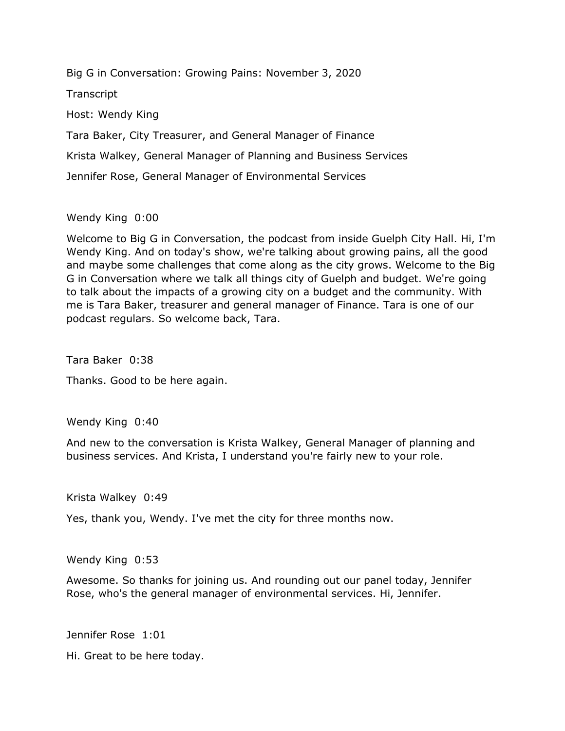Big G in Conversation: Growing Pains: November 3, 2020

Transcript

Host: Wendy King

Tara Baker, City Treasurer, and General Manager of Finance

Krista Walkey, General Manager of Planning and Business Services

Jennifer Rose, General Manager of Environmental Services

Wendy King 0:00

Welcome to Big G in Conversation, the podcast from inside Guelph City Hall. Hi, I'm Wendy King. And on today's show, we're talking about growing pains, all the good and maybe some challenges that come along as the city grows. Welcome to the Big G in Conversation where we talk all things city of Guelph and budget. We're going to talk about the impacts of a growing city on a budget and the community. With me is Tara Baker, treasurer and general manager of Finance. Tara is one of our podcast regulars. So welcome back, Tara.

Tara Baker 0:38

Thanks. Good to be here again.

Wendy King 0:40

And new to the conversation is Krista Walkey, General Manager of planning and business services. And Krista, I understand you're fairly new to your role.

Krista Walkey 0:49

Yes, thank you, Wendy. I've met the city for three months now.

Wendy King 0:53

Awesome. So thanks for joining us. And rounding out our panel today, Jennifer Rose, who's the general manager of environmental services. Hi, Jennifer.

Jennifer Rose 1:01

Hi. Great to be here today.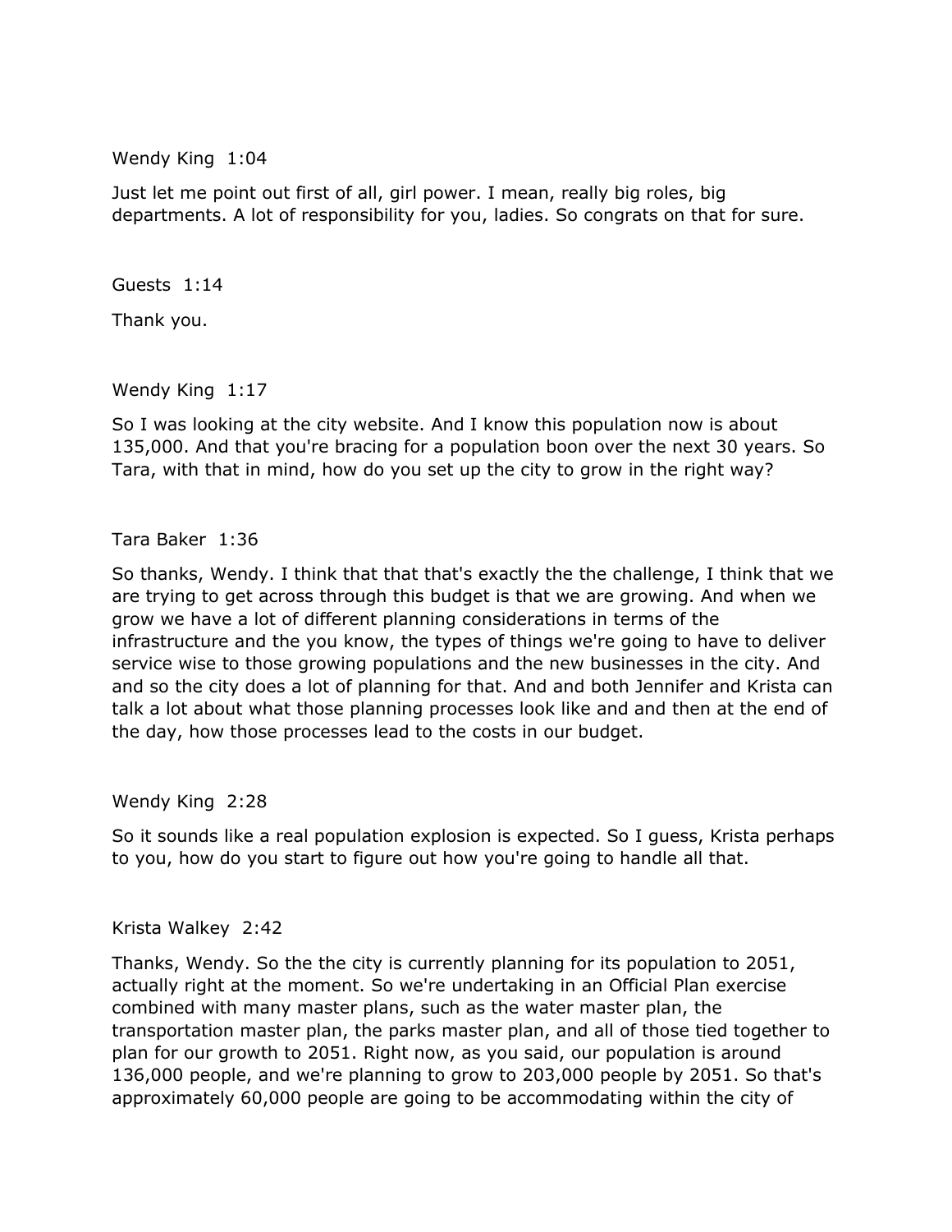Wendy King 1:04

Just let me point out first of all, girl power. I mean, really big roles, big departments. A lot of responsibility for you, ladies. So congrats on that for sure.

Guests 1:14

Thank you.

Wendy King 1:17

So I was looking at the city website. And I know this population now is about 135,000. And that you're bracing for a population boon over the next 30 years. So Tara, with that in mind, how do you set up the city to grow in the right way?

Tara Baker 1:36

So thanks, Wendy. I think that that that's exactly the the challenge, I think that we are trying to get across through this budget is that we are growing. And when we grow we have a lot of different planning considerations in terms of the infrastructure and the you know, the types of things we're going to have to deliver service wise to those growing populations and the new businesses in the city. And and so the city does a lot of planning for that. And and both Jennifer and Krista can talk a lot about what those planning processes look like and and then at the end of the day, how those processes lead to the costs in our budget.

Wendy King 2:28

So it sounds like a real population explosion is expected. So I guess, Krista perhaps to you, how do you start to figure out how you're going to handle all that.

Krista Walkey 2:42

Thanks, Wendy. So the the city is currently planning for its population to 2051, actually right at the moment. So we're undertaking in an Official Plan exercise combined with many master plans, such as the water master plan, the transportation master plan, the parks master plan, and all of those tied together to plan for our growth to 2051. Right now, as you said, our population is around 136,000 people, and we're planning to grow to 203,000 people by 2051. So that's approximately 60,000 people are going to be accommodating within the city of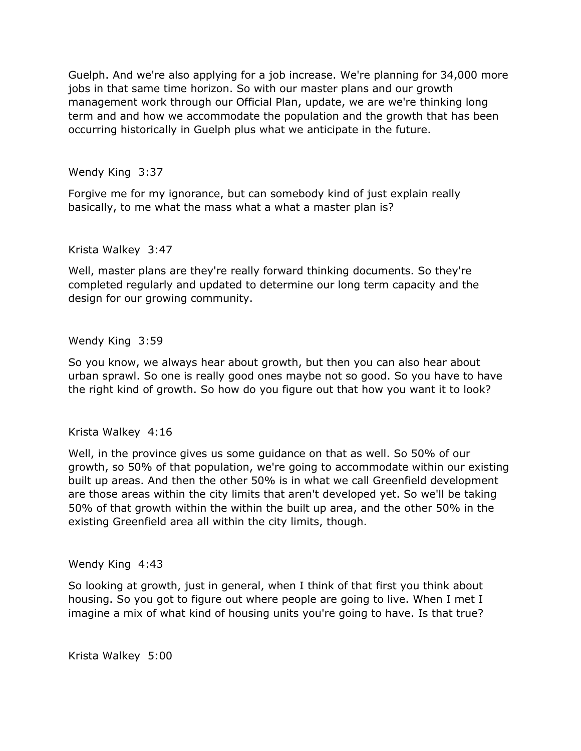Guelph. And we're also applying for a job increase. We're planning for 34,000 more jobs in that same time horizon. So with our master plans and our growth management work through our Official Plan, update, we are we're thinking long term and and how we accommodate the population and the growth that has been occurring historically in Guelph plus what we anticipate in the future.

Wendy King 3:37

Forgive me for my ignorance, but can somebody kind of just explain really basically, to me what the mass what a what a master plan is?

Krista Walkey 3:47

Well, master plans are they're really forward thinking documents. So they're completed regularly and updated to determine our long term capacity and the design for our growing community.

Wendy King 3:59

So you know, we always hear about growth, but then you can also hear about urban sprawl. So one is really good ones maybe not so good. So you have to have the right kind of growth. So how do you figure out that how you want it to look?

Krista Walkey 4:16

Well, in the province gives us some guidance on that as well. So 50% of our growth, so 50% of that population, we're going to accommodate within our existing built up areas. And then the other 50% is in what we call Greenfield development are those areas within the city limits that aren't developed yet. So we'll be taking 50% of that growth within the within the built up area, and the other 50% in the existing Greenfield area all within the city limits, though.

Wendy King 4:43

So looking at growth, just in general, when I think of that first you think about housing. So you got to figure out where people are going to live. When I met I imagine a mix of what kind of housing units you're going to have. Is that true?

Krista Walkey 5:00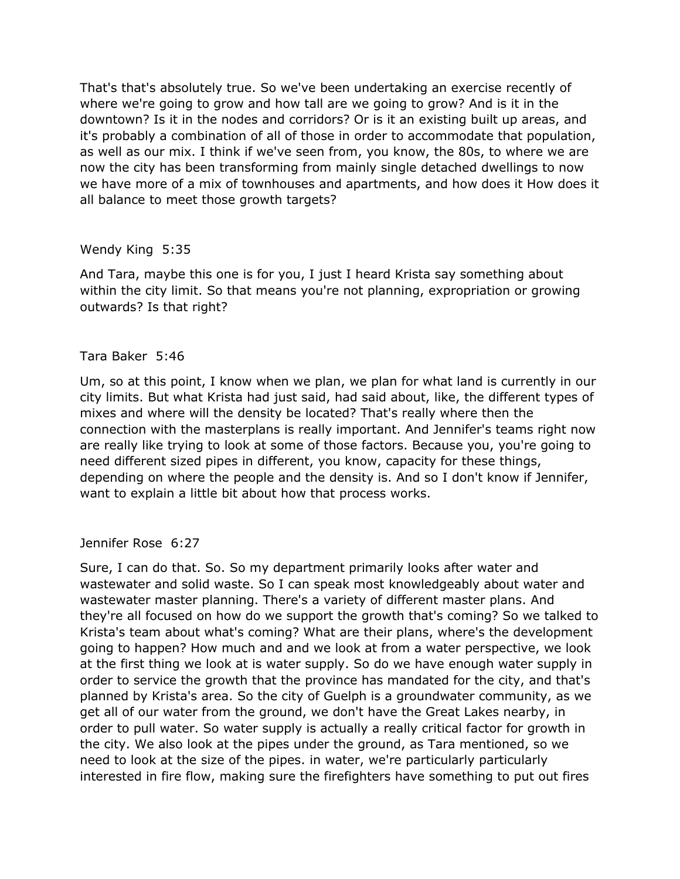That's that's absolutely true. So we've been undertaking an exercise recently of where we're going to grow and how tall are we going to grow? And is it in the downtown? Is it in the nodes and corridors? Or is it an existing built up areas, and it's probably a combination of all of those in order to accommodate that population, as well as our mix. I think if we've seen from, you know, the 80s, to where we are now the city has been transforming from mainly single detached dwellings to now we have more of a mix of townhouses and apartments, and how does it How does it all balance to meet those growth targets?

Wendy King 5:35

And Tara, maybe this one is for you, I just I heard Krista say something about within the city limit. So that means you're not planning, expropriation or growing outwards? Is that right?

Tara Baker 5:46

Um, so at this point, I know when we plan, we plan for what land is currently in our city limits. But what Krista had just said, had said about, like, the different types of mixes and where will the density be located? That's really where then the connection with the masterplans is really important. And Jennifer's teams right now are really like trying to look at some of those factors. Because you, you're going to need different sized pipes in different, you know, capacity for these things, depending on where the people and the density is. And so I don't know if Jennifer, want to explain a little bit about how that process works.

Jennifer Rose 6:27

Sure, I can do that. So. So my department primarily looks after water and wastewater and solid waste. So I can speak most knowledgeably about water and wastewater master planning. There's a variety of different master plans. And they're all focused on how do we support the growth that's coming? So we talked to Krista's team about what's coming? What are their plans, where's the development going to happen? How much and and we look at from a water perspective, we look at the first thing we look at is water supply. So do we have enough water supply in order to service the growth that the province has mandated for the city, and that's planned by Krista's area. So the city of Guelph is a groundwater community, as we get all of our water from the ground, we don't have the Great Lakes nearby, in order to pull water. So water supply is actually a really critical factor for growth in the city. We also look at the pipes under the ground, as Tara mentioned, so we need to look at the size of the pipes. in water, we're particularly particularly interested in fire flow, making sure the firefighters have something to put out fires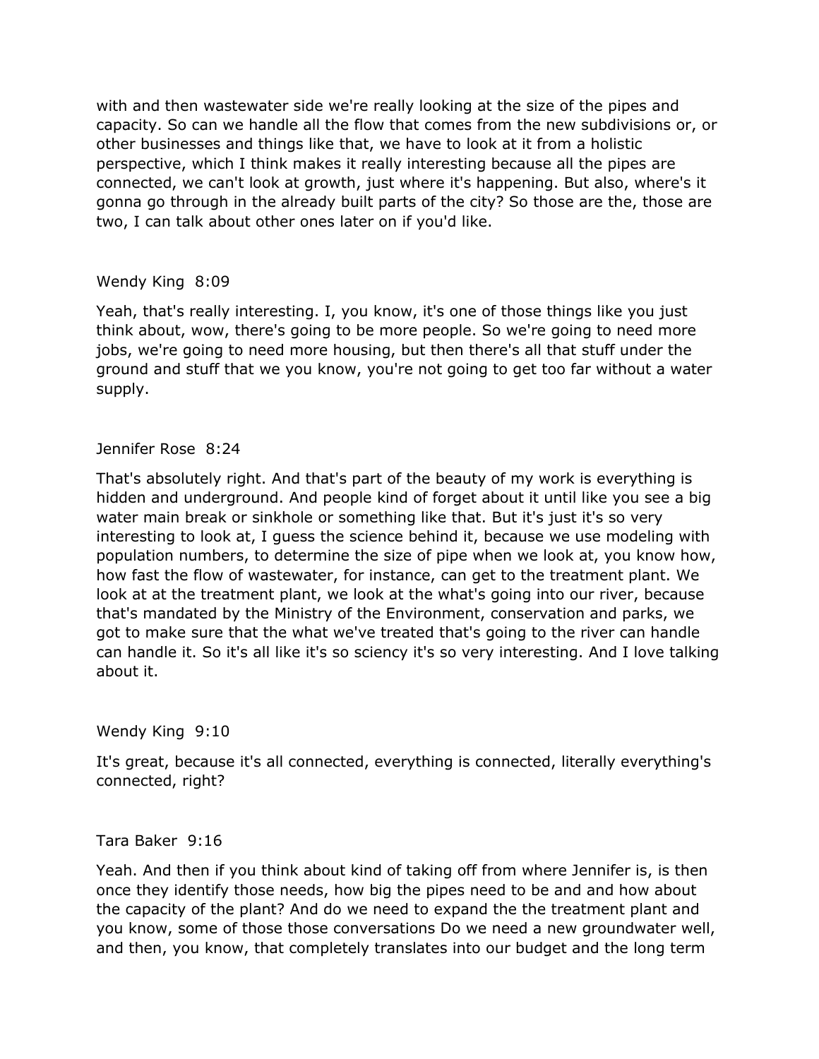with and then wastewater side we're really looking at the size of the pipes and capacity. So can we handle all the flow that comes from the new subdivisions or, or other businesses and things like that, we have to look at it from a holistic perspective, which I think makes it really interesting because all the pipes are connected, we can't look at growth, just where it's happening. But also, where's it gonna go through in the already built parts of the city? So those are the, those are two, I can talk about other ones later on if you'd like.

Wendy King 8:09

Yeah, that's really interesting. I, you know, it's one of those things like you just think about, wow, there's going to be more people. So we're going to need more jobs, we're going to need more housing, but then there's all that stuff under the ground and stuff that we you know, you're not going to get too far without a water supply.

Jennifer Rose 8:24

That's absolutely right. And that's part of the beauty of my work is everything is hidden and underground. And people kind of forget about it until like you see a big water main break or sinkhole or something like that. But it's just it's so very interesting to look at, I guess the science behind it, because we use modeling with population numbers, to determine the size of pipe when we look at, you know how, how fast the flow of wastewater, for instance, can get to the treatment plant. We look at at the treatment plant, we look at the what's going into our river, because that's mandated by the Ministry of the Environment, conservation and parks, we got to make sure that the what we've treated that's going to the river can handle can handle it. So it's all like it's so sciency it's so very interesting. And I love talking about it.

Wendy King 9:10

It's great, because it's all connected, everything is connected, literally everything's connected, right?

Tara Baker 9:16

Yeah. And then if you think about kind of taking off from where Jennifer is, is then once they identify those needs, how big the pipes need to be and and how about the capacity of the plant? And do we need to expand the the treatment plant and you know, some of those those conversations Do we need a new groundwater well, and then, you know, that completely translates into our budget and the long term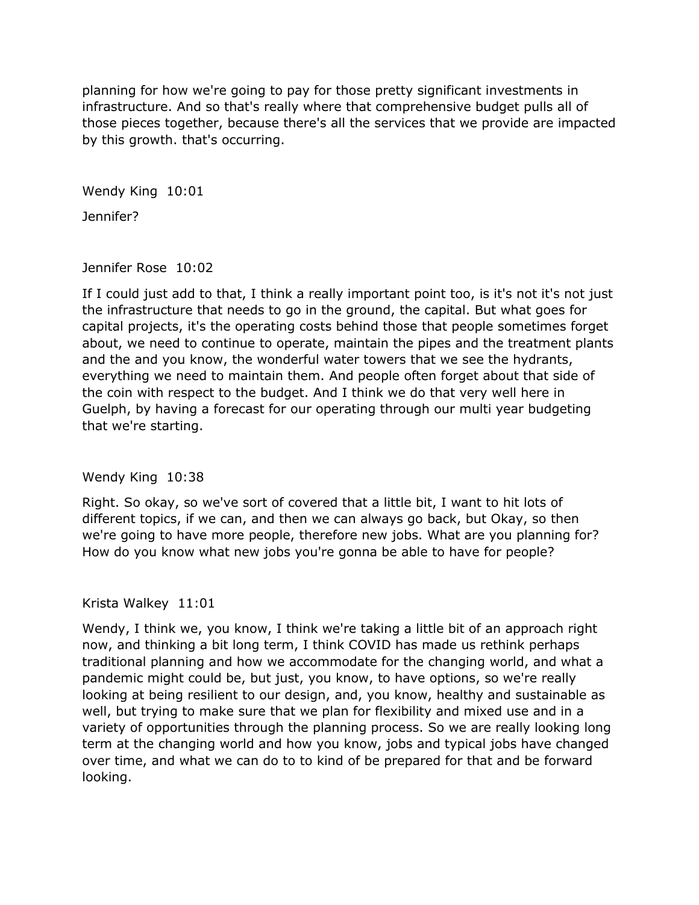planning for how we're going to pay for those pretty significant investments in infrastructure. And so that's really where that comprehensive budget pulls all of those pieces together, because there's all the services that we provide are impacted by this growth. that's occurring.

Wendy King 10:01

Jennifer?

Jennifer Rose 10:02

If I could just add to that, I think a really important point too, is it's not it's not just the infrastructure that needs to go in the ground, the capital. But what goes for capital projects, it's the operating costs behind those that people sometimes forget about, we need to continue to operate, maintain the pipes and the treatment plants and the and you know, the wonderful water towers that we see the hydrants, everything we need to maintain them. And people often forget about that side of the coin with respect to the budget. And I think we do that very well here in Guelph, by having a forecast for our operating through our multi year budgeting that we're starting.

Wendy King 10:38

Right. So okay, so we've sort of covered that a little bit, I want to hit lots of different topics, if we can, and then we can always go back, but Okay, so then we're going to have more people, therefore new jobs. What are you planning for? How do you know what new jobs you're gonna be able to have for people?

Krista Walkey 11:01

Wendy, I think we, you know, I think we're taking a little bit of an approach right now, and thinking a bit long term, I think COVID has made us rethink perhaps traditional planning and how we accommodate for the changing world, and what a pandemic might could be, but just, you know, to have options, so we're really looking at being resilient to our design, and, you know, healthy and sustainable as well, but trying to make sure that we plan for flexibility and mixed use and in a variety of opportunities through the planning process. So we are really looking long term at the changing world and how you know, jobs and typical jobs have changed over time, and what we can do to to kind of be prepared for that and be forward looking.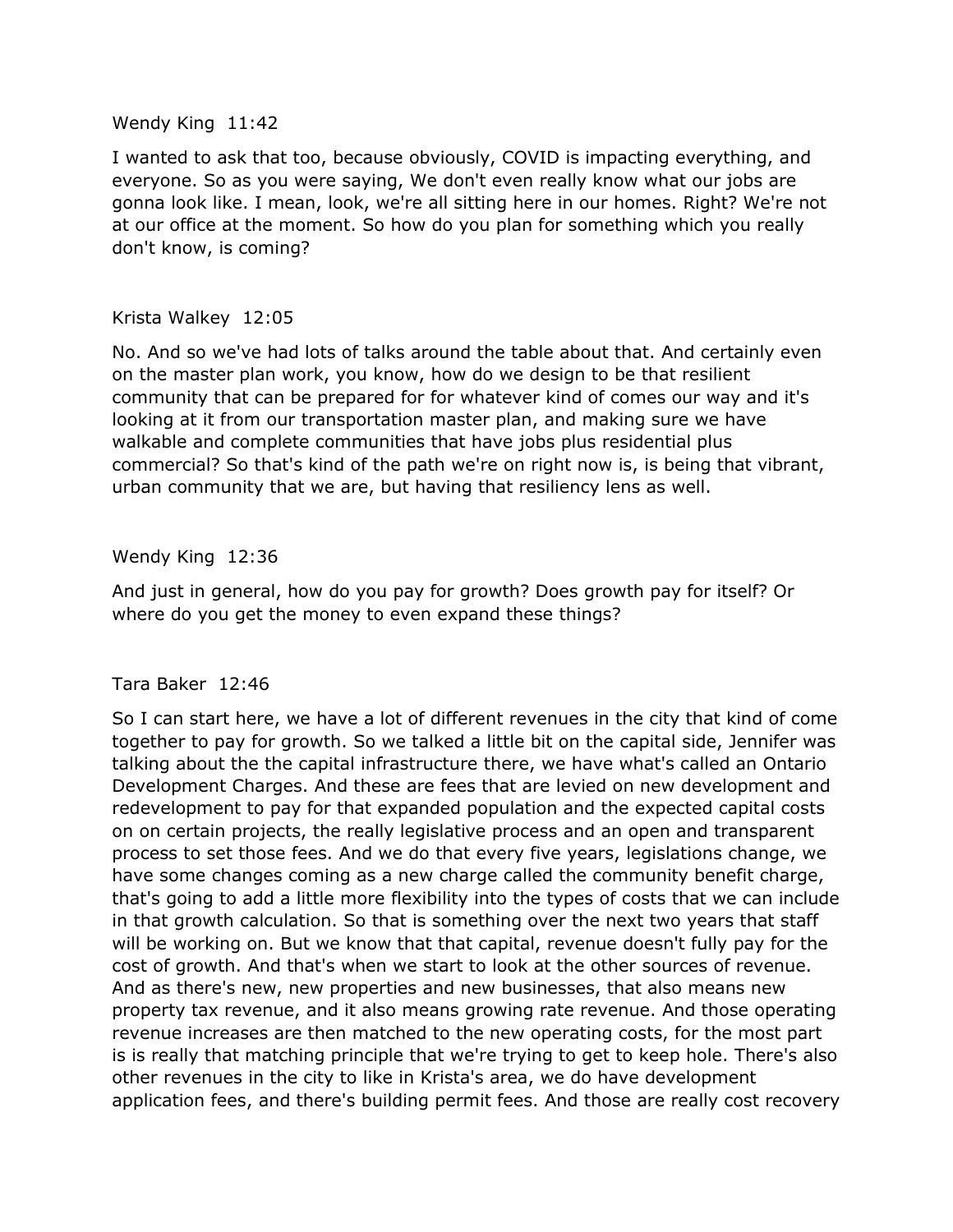Wendy King 11:42

I wanted to ask that too, because obviously, COVID is impacting everything, and everyone. So as you were saying, We don't even really know what our jobs are gonna look like. I mean, look, we're all sitting here in our homes. Right? We're not at our office at the moment. So how do you plan for something which you really don't know, is coming?

Krista Walkey 12:05

No. And so we've had lots of talks around the table about that. And certainly even on the master plan work, you know, how do we design to be that resilient community that can be prepared for for whatever kind of comes our way and it's looking at it from our transportation master plan, and making sure we have walkable and complete communities that have jobs plus residential plus commercial? So that's kind of the path we're on right now is, is being that vibrant, urban community that we are, but having that resiliency lens as well.

Wendy King 12:36

And just in general, how do you pay for growth? Does growth pay for itself? Or where do you get the money to even expand these things?

Tara Baker 12:46

So I can start here, we have a lot of different revenues in the city that kind of come together to pay for growth. So we talked a little bit on the capital side, Jennifer was talking about the the capital infrastructure there, we have what's called an Ontario Development Charges. And these are fees that are levied on new development and redevelopment to pay for that expanded population and the expected capital costs on on certain projects, the really legislative process and an open and transparent process to set those fees. And we do that every five years, legislations change, we have some changes coming as a new charge called the community benefit charge, that's going to add a little more flexibility into the types of costs that we can include in that growth calculation. So that is something over the next two years that staff will be working on. But we know that that capital, revenue doesn't fully pay for the cost of growth. And that's when we start to look at the other sources of revenue. And as there's new, new properties and new businesses, that also means new property tax revenue, and it also means growing rate revenue. And those operating revenue increases are then matched to the new operating costs, for the most part is is really that matching principle that we're trying to get to keep hole. There's also other revenues in the city to like in Krista's area, we do have development application fees, and there's building permit fees. And those are really cost recovery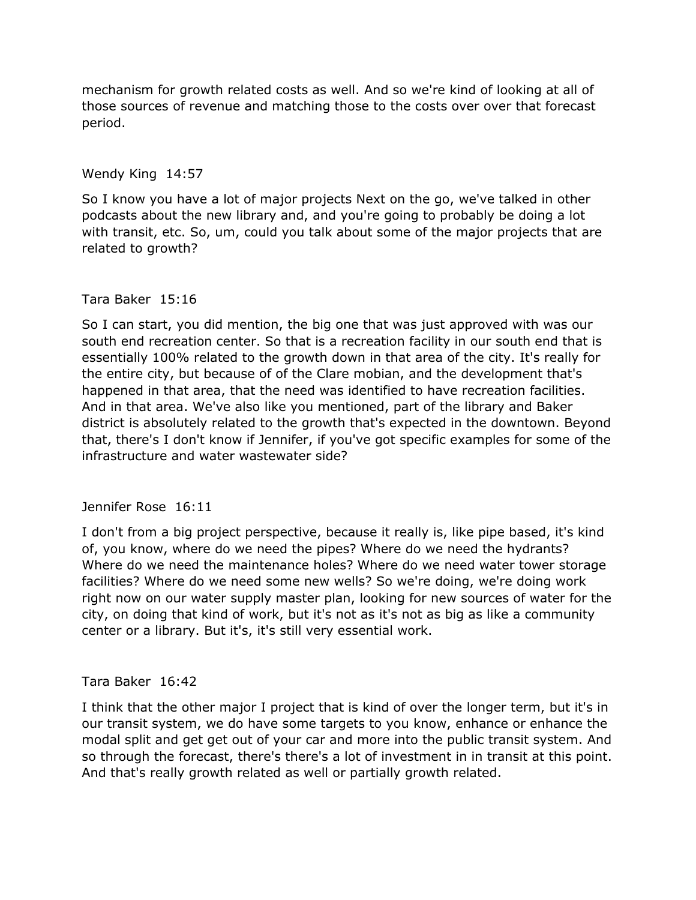mechanism for growth related costs as well. And so we're kind of looking at all of those sources of revenue and matching those to the costs over over that forecast period.

Wendy King 14:57

So I know you have a lot of major projects Next on the go, we've talked in other podcasts about the new library and, and you're going to probably be doing a lot with transit, etc. So, um, could you talk about some of the major projects that are related to growth?

Tara Baker 15:16

So I can start, you did mention, the big one that was just approved with was our south end recreation center. So that is a recreation facility in our south end that is essentially 100% related to the growth down in that area of the city. It's really for the entire city, but because of of the Clare mobian, and the development that's happened in that area, that the need was identified to have recreation facilities. And in that area. We've also like you mentioned, part of the library and Baker district is absolutely related to the growth that's expected in the downtown. Beyond that, there's I don't know if Jennifer, if you've got specific examples for some of the infrastructure and water wastewater side?

Jennifer Rose 16:11

I don't from a big project perspective, because it really is, like pipe based, it's kind of, you know, where do we need the pipes? Where do we need the hydrants? Where do we need the maintenance holes? Where do we need water tower storage facilities? Where do we need some new wells? So we're doing, we're doing work right now on our water supply master plan, looking for new sources of water for the city, on doing that kind of work, but it's not as it's not as big as like a community center or a library. But it's, it's still very essential work.

Tara Baker 16:42

I think that the other major I project that is kind of over the longer term, but it's in our transit system, we do have some targets to you know, enhance or enhance the modal split and get get out of your car and more into the public transit system. And so through the forecast, there's there's a lot of investment in in transit at this point. And that's really growth related as well or partially growth related.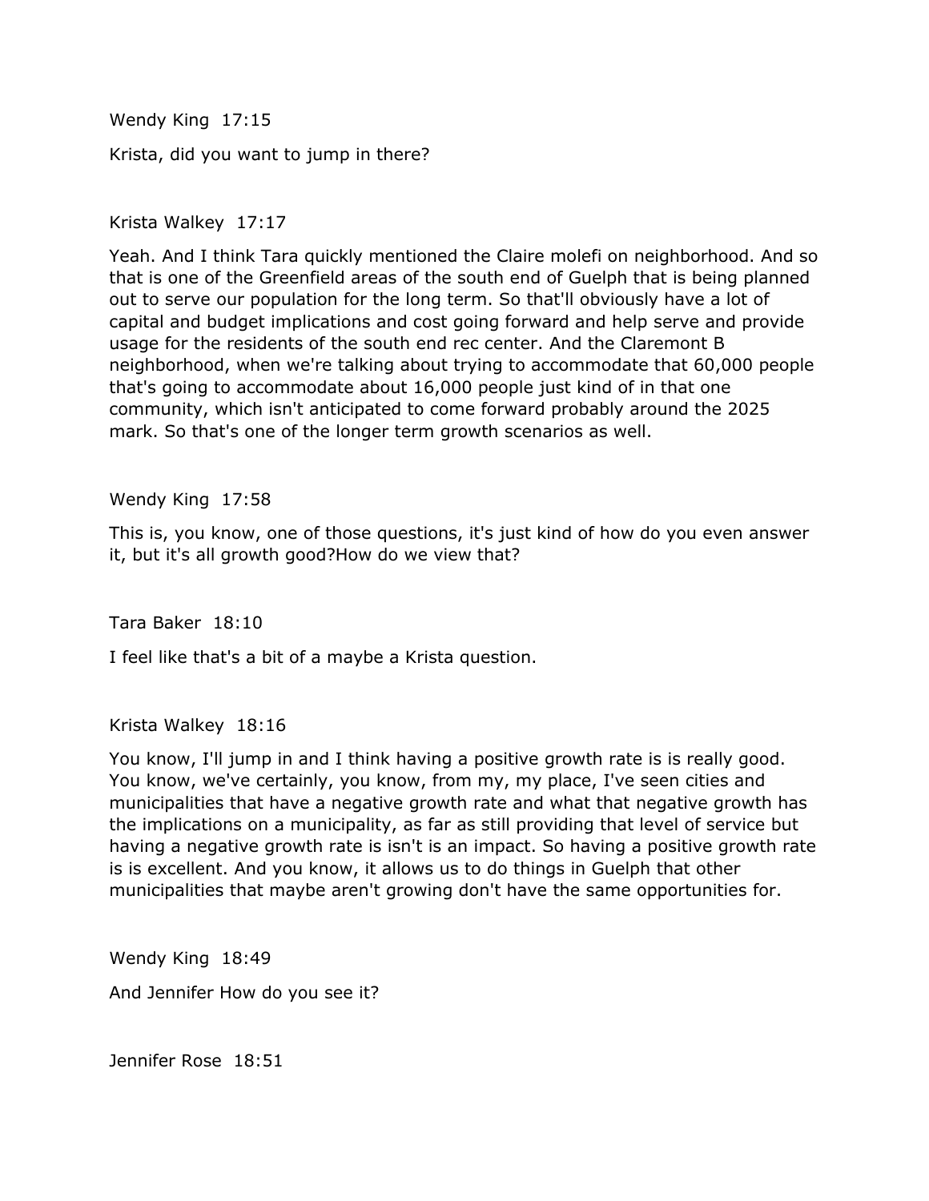Wendy King 17:15

Krista, did you want to jump in there?

Krista Walkey 17:17

Yeah. And I think Tara quickly mentioned the Claire molefi on neighborhood. And so that is one of the Greenfield areas of the south end of Guelph that is being planned out to serve our population for the long term. So that'll obviously have a lot of capital and budget implications and cost going forward and help serve and provide usage for the residents of the south end rec center. And the Claremont B neighborhood, when we're talking about trying to accommodate that 60,000 people that's going to accommodate about 16,000 people just kind of in that one community, which isn't anticipated to come forward probably around the 2025 mark. So that's one of the longer term growth scenarios as well.

Wendy King 17:58

This is, you know, one of those questions, it's just kind of how do you even answer it, but it's all growth good?How do we view that?

Tara Baker 18:10

I feel like that's a bit of a maybe a Krista question.

Krista Walkey 18:16

You know, I'll jump in and I think having a positive growth rate is is really good. You know, we've certainly, you know, from my, my place, I've seen cities and municipalities that have a negative growth rate and what that negative growth has the implications on a municipality, as far as still providing that level of service but having a negative growth rate is isn't is an impact. So having a positive growth rate is is excellent. And you know, it allows us to do things in Guelph that other municipalities that maybe aren't growing don't have the same opportunities for.

Wendy King 18:49

And Jennifer How do you see it?

Jennifer Rose 18:51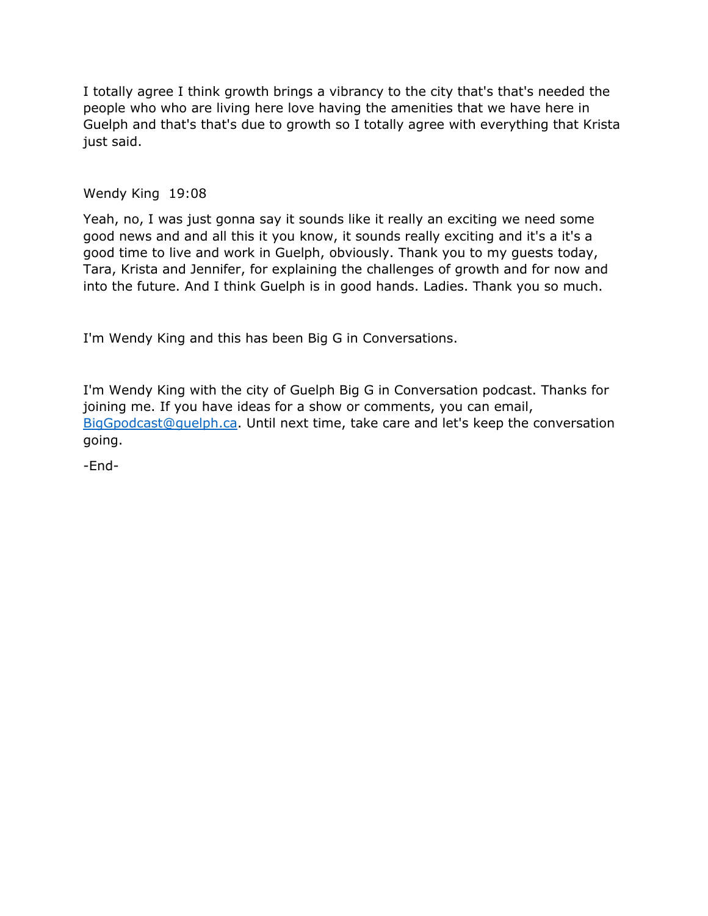I totally agree I think growth brings a vibrancy to the city that's that's needed the people who who are living here love having the amenities that we have here in Guelph and that's that's due to growth so I totally agree with everything that Krista just said.

Wendy King 19:08

Yeah, no, I was just gonna say it sounds like it really an exciting we need some good news and and all this it you know, it sounds really exciting and it's a it's a good time to live and work in Guelph, obviously. Thank you to my guests today, Tara, Krista and Jennifer, for explaining the challenges of growth and for now and into the future. And I think Guelph is in good hands. Ladies. Thank you so much.

I'm Wendy King and this has been Big G in Conversations.

I'm Wendy King with the city of Guelph Big G in Conversation podcast. Thanks for joining me. If you have ideas for a show or comments, you can email, BigGpodcast@guelph.ca. Until next time, take care and let's keep the conversation going.

-End-